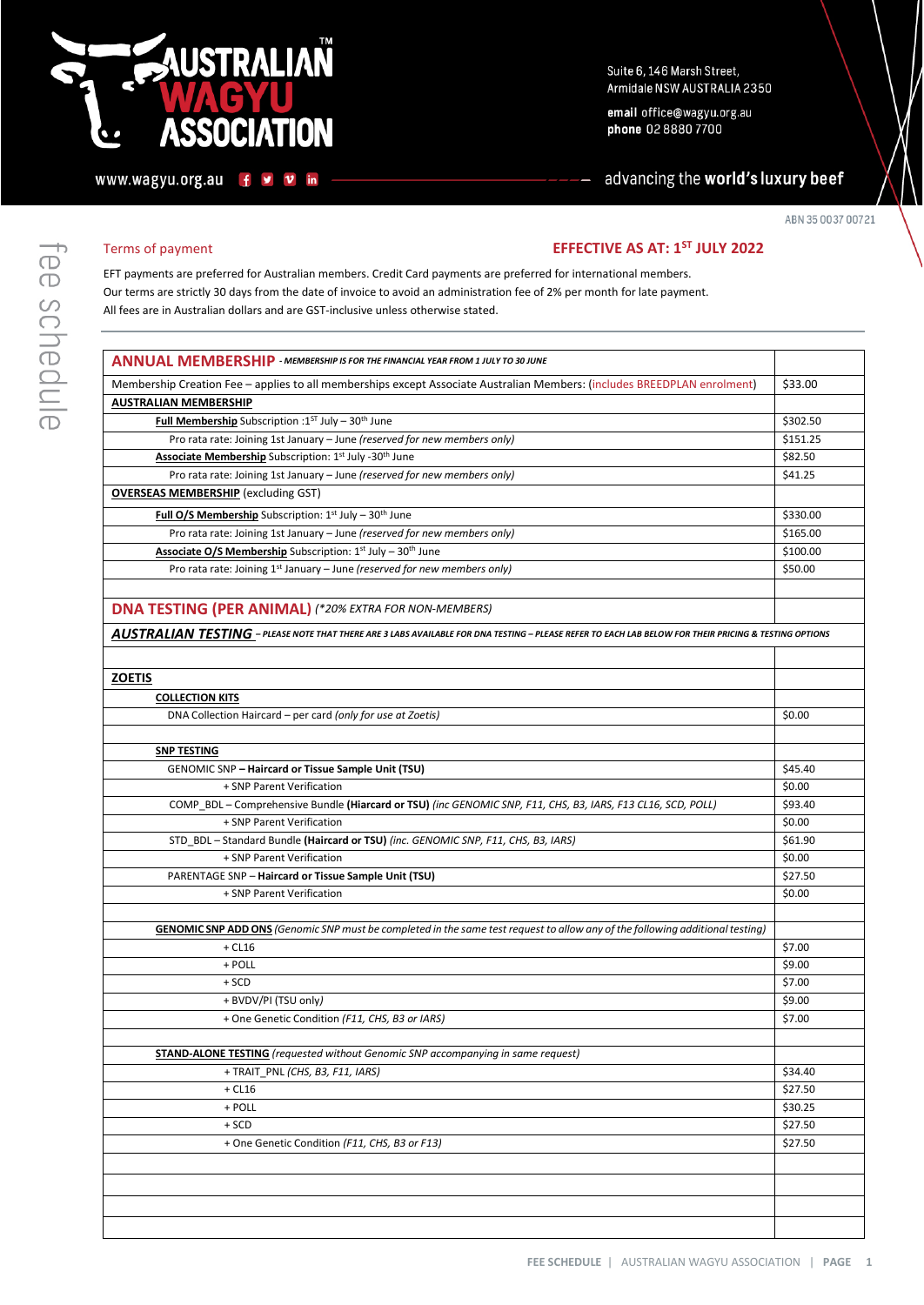# AUSTRALIAN WAGYU ASSOCIATION

Suite 6, 146 Marsh Street,
Armidale NSW AUSTRALIA 2350

**email** office@wagyu.org.au
**phone** 02 8880 7700

www.wagyu.org.au

advancing the **world's luxury beef**

ABN 35 0037 00721

fee schedule

Terms of payment

**EFFECTIVE AS AT: 1ST JULY 2022**

EFT payments are preferred for Australian members. Credit Card payments are preferred for international members.
Our terms are strictly 30 days from the date of invoice to avoid an administration fee of 2% per month for late payment.
All fees are in Australian dollars and are GST-inclusive unless otherwise stated.

| **ANNUAL MEMBERSHIP** *- MEMBERSHIP IS FOR THE FINANCIAL YEAR FROM 1 JULY TO 30 JUNE* | |
|---|---|
| Membership Creation Fee – applies to all memberships except Associate Australian Members: (includes BREEDPLAN enrolment) | $33.00 |
| **AUSTRALIAN MEMBERSHIP** | |
| **Full Membership** Subscription :1ST July – 30th June | $302.50 |
| Pro rata rate: Joining 1st January – June *(reserved for new members only)* | $151.25 |
| **Associate Membership** Subscription: 1st July -30th June | $82.50 |
| Pro rata rate: Joining 1st January – June *(reserved for new members only)* | $41.25 |
| **OVERSEAS MEMBERSHIP** (excluding GST) | |
| **Full O/S Membership** Subscription: 1st July – 30th June | $330.00 |
| Pro rata rate: Joining 1st January – June *(reserved for new members only)* | $165.00 |
| **Associate O/S Membership** Subscription: 1st July – 30th June | $100.00 |
| Pro rata rate: Joining 1st January – June *(reserved for new members only)* | $50.00 |
| | |
| **DNA TESTING (PER ANIMAL)** *(*20% EXTRA FOR NON-MEMBERS)* | |
| ***AUSTRALIAN TESTING*** *– PLEASE NOTE THAT THERE ARE 3 LABS AVAILABLE FOR DNA TESTING – PLEASE REFER TO EACH LAB BELOW FOR THEIR PRICING & TESTING OPTIONS* | |
| | |
| **ZOETIS** | |
| **COLLECTION KITS** | |
| DNA Collection Haircard – per card *(only for use at Zoetis)* | $0.00 |
| | |
| **SNP TESTING** | |
| GENOMIC SNP **– Haircard or Tissue Sample Unit (TSU)** | $45.40 |
| + SNP Parent Verification | $0.00 |
| COMP_BDL – Comprehensive Bundle **(Hiarcard or TSU)** *(inc GENOMIC SNP, F11, CHS, B3, IARS, F13 CL16, SCD, POLL)* | $93.40 |
| + SNP Parent Verification | $0.00 |
| STD_BDL – Standard Bundle **(Haircard or TSU)** *(inc. GENOMIC SNP, F11, CHS, B3, IARS)* | $61.90 |
| + SNP Parent Verification | $0.00 |
| PARENTAGE SNP – **Haircard or Tissue Sample Unit (TSU)** | $27.50 |
| + SNP Parent Verification | $0.00 |
| | |
| **GENOMIC SNP ADD ONS** *(Genomic SNP must be completed in the same test request to allow any of the following additional testing)* | |
| + CL16 | $7.00 |
| + POLL | $9.00 |
| + SCD | $7.00 |
| + BVDV/PI (TSU only) | $9.00 |
| + One Genetic Condition *(F11, CHS, B3 or IARS)* | $7.00 |
| | |
| **STAND-ALONE TESTING** *(requested without Genomic SNP accompanying in same request)* | |
| + TRAIT_PNL *(CHS, B3, F11, IARS)* | $34.40 |
| + CL16 | $27.50 |
| + POLL | $30.25 |
| + SCD | $27.50 |
| + One Genetic Condition *(F11, CHS, B3 or F13)* | $27.50 |
| | |
| | |
| | |
| | |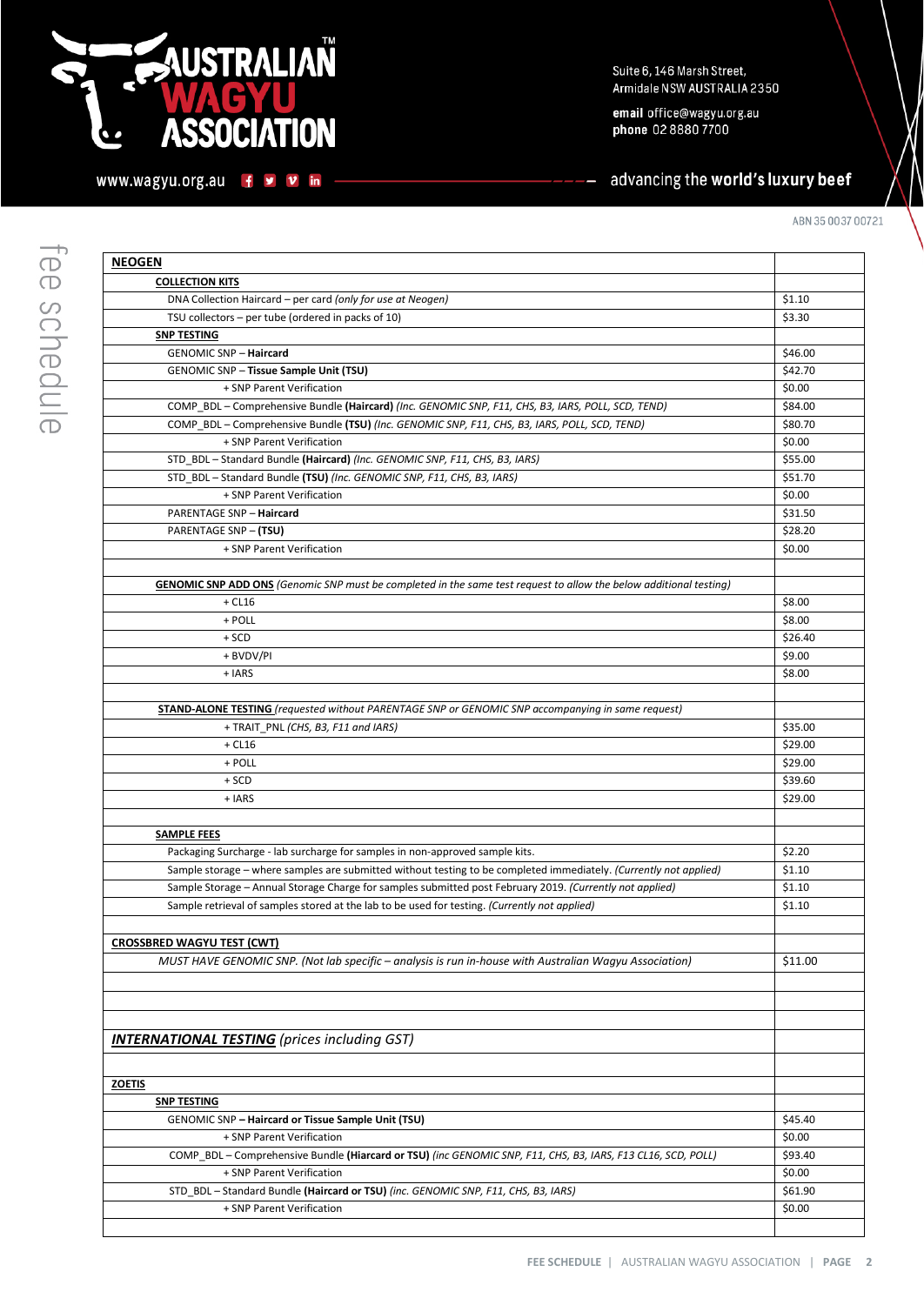| NEOGEN | |
|---|---|
| COLLECTION KITS | |
| DNA Collection Haircard – per card *(only for use at Neogen)* | $1.10 |
| TSU collectors – per tube (ordered in packs of 10) | $3.30 |
| SNP TESTING | |
| GENOMIC SNP – **Haircard** | $46.00 |
| GENOMIC SNP – **Tissue Sample Unit (TSU)** | $42.70 |
| + SNP Parent Verification | $0.00 |
| COMP_BDL – Comprehensive Bundle **(Haircard)** *(Inc. GENOMIC SNP, F11, CHS, B3, IARS, POLL, SCD, TEND)* | $84.00 |
| COMP_BDL – Comprehensive Bundle **(TSU)** *(Inc. GENOMIC SNP, F11, CHS, B3, IARS, POLL, SCD, TEND)* | $80.70 |
| + SNP Parent Verification | $0.00 |
| STD_BDL – Standard Bundle **(Haircard)** *(Inc. GENOMIC SNP, F11, CHS, B3, IARS)* | $55.00 |
| STD_BDL – Standard Bundle **(TSU)** *(Inc. GENOMIC SNP, F11, CHS, B3, IARS)* | $51.70 |
| + SNP Parent Verification | $0.00 |
| PARENTAGE SNP – **Haircard** | $31.50 |
| PARENTAGE SNP – **(TSU)** | $28.20 |
| + SNP Parent Verification | $0.00 |
| | |
| GENOMIC SNP ADD ONS *(Genomic SNP must be completed in the same test request to allow the below additional testing)* | |
| + CL16 | $8.00 |
| + POLL | $8.00 |
| + SCD | $26.40 |
| + BVDV/PI | $9.00 |
| + IARS | $8.00 |
| | |
| STAND-ALONE TESTING *(requested without PARENTAGE SNP or GENOMIC SNP accompanying in same request)* | |
| + TRAIT_PNL *(CHS, B3, F11 and IARS)* | $35.00 |
| + CL16 | $29.00 |
| + POLL | $29.00 |
| + SCD | $39.60 |
| + IARS | $29.00 |
| | |
| SAMPLE FEES | |
| Packaging Surcharge - lab surcharge for samples in non-approved sample kits. | $2.20 |
| Sample storage – where samples are submitted without testing to be completed immediately. *(Currently not applied)* | $1.10 |
| Sample Storage – Annual Storage Charge for samples submitted post February 2019. *(Currently not applied)* | $1.10 |
| Sample retrieval of samples stored at the lab to be used for testing. *(Currently not applied)* | $1.10 |
| | |
| CROSSBRED WAGYU TEST (CWT) | |
| *MUST HAVE GENOMIC SNP. (Not lab specific – analysis is run in-house with Australian Wagyu Association)* | $11.00 |
| | |
| | |
| | |
| ***INTERNATIONAL TESTING*** *(prices including GST)* | |
| | |
| ZOETIS | |
| SNP TESTING | |
| GENOMIC SNP **– Haircard or Tissue Sample Unit (TSU)** | $45.40 |
| + SNP Parent Verification | $0.00 |
| COMP_BDL – Comprehensive Bundle **(Hiarcard or TSU)** *(inc GENOMIC SNP, F11, CHS, B3, IARS, F13 CL16, SCD, POLL)* | $93.40 |
| + SNP Parent Verification | $0.00 |
| STD_BDL – Standard Bundle **(Haircard or TSU)** *(inc. GENOMIC SNP, F11, CHS, B3, IARS)* | $61.90 |
| + SNP Parent Verification | $0.00 |
| | |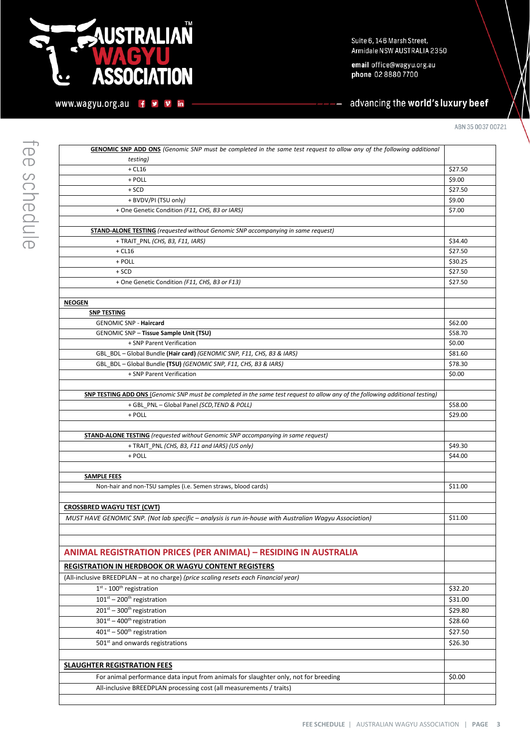| Item | Fee |
|---|---|
| **GENOMIC SNP ADD ONS** *(Genomic SNP must be completed in the same test request to allow any of the following additional testing)* | |
| + CL16 | $27.50 |
| + POLL | $9.00 |
| + SCD | $27.50 |
| + BVDV/PI (TSU only) | $9.00 |
| + One Genetic Condition *(F11, CHS, B3 or IARS)* | $7.00 |
| | |
| **STAND-ALONE TESTING** *(requested without Genomic SNP accompanying in same request)* | |
| + TRAIT_PNL *(CHS, B3, F11, IARS)* | $34.40 |
| + CL16 | $27.50 |
| + POLL | $30.25 |
| + SCD | $27.50 |
| + One Genetic Condition *(F11, CHS, B3 or F13)* | $27.50 |
| | |
| **NEOGEN** | |
| **SNP TESTING** | |
| GENOMIC SNP - **Haircard** | $62.00 |
| GENOMIC SNP – **Tissue Sample Unit (TSU)** | $58.70 |
| + SNP Parent Verification | $0.00 |
| GBL_BDL – Global Bundle **(Hair card)** *(GENOMIC SNP, F11, CHS, B3 & IARS)* | $81.60 |
| GBL_BDL – Global Bundle **(TSU)** *(GENOMIC SNP, F11, CHS, B3 & IARS)* | $78.30 |
| + SNP Parent Verification | $0.00 |
| | |
| **SNP TESTING ADD ONS** *(Genomic SNP must be completed in the same test request to allow any of the following additional testing)* | |
| + GBL_PNL – Global Panel *(SCD,TEND & POLL)* | $58.00 |
| + POLL | $29.00 |
| | |
| **STAND-ALONE TESTING** *(requested without Genomic SNP accompanying in same request)* | |
| + TRAIT_PNL *(CHS, B3, F11 and IARS) (US only)* | $49.30 |
| + POLL | $44.00 |
| | |
| **SAMPLE FEES** | |
| Non-hair and non-TSU samples (i.e. Semen straws, blood cards) | $11.00 |
| | |
| **CROSSBRED WAGYU TEST (CWT)** | |
| *MUST HAVE GENOMIC SNP. (Not lab specific – analysis is run in-house with Australian Wagyu Association)* | $11.00 |
| | |
| | |
| **ANIMAL REGISTRATION PRICES (PER ANIMAL) – RESIDING IN AUSTRALIA** | |
| **REGISTRATION IN HERDBOOK OR WAGYU CONTENT REGISTERS** | |
| (All-inclusive BREEDPLAN – at no charge) *(price scaling resets each Financial year)* | |
| 1st - 100th registration | $32.20 |
| 101st – 200th registration | $31.00 |
| 201st – 300th registration | $29.80 |
| 301st – 400th registration | $28.60 |
| 401st – 500th registration | $27.50 |
| 501st and onwards registrations | $26.30 |
| | |
| **SLAUGHTER REGISTRATION FEES** | |
| For animal performance data input from animals for slaughter only, not for breeding | $0.00 |
| All-inclusive BREEDPLAN processing cost (all measurements / traits) | |
| | |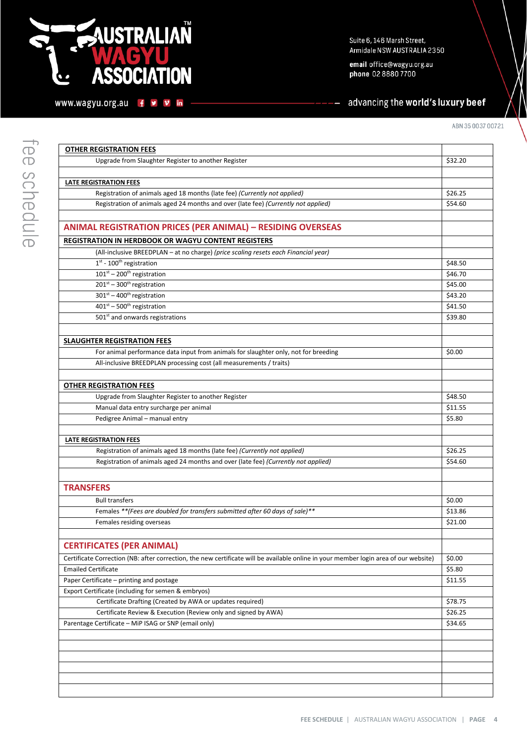| OTHER REGISTRATION FEES | |
|---|---|
| Upgrade from Slaughter Register to another Register | $32.20 |
| | |
| **LATE REGISTRATION FEES** | |
| Registration of animals aged 18 months (late fee) *(Currently not applied)* | $26.25 |
| Registration of animals aged 24 months and over (late fee) *(Currently not applied)* | $54.60 |
| | |
| **ANIMAL REGISTRATION PRICES (PER ANIMAL) – RESIDING OVERSEAS** | |
| **REGISTRATION IN HERDBOOK OR WAGYU CONTENT REGISTERS** | |
| (All-inclusive BREEDPLAN – at no charge) *(price scaling resets each Financial year)* | |
| 1st - 100th registration | $48.50 |
| 101st – 200th registration | $46.70 |
| 201st – 300th registration | $45.00 |
| 301st – 400th registration | $43.20 |
| 401st – 500th registration | $41.50 |
| 501st and onwards registrations | $39.80 |
| | |
| **SLAUGHTER REGISTRATION FEES** | |
| For animal performance data input from animals for slaughter only, not for breeding | $0.00 |
| All-inclusive BREEDPLAN processing cost (all measurements / traits) | |
| | |
| **OTHER REGISTRATION FEES** | |
| Upgrade from Slaughter Register to another Register | $48.50 |
| Manual data entry surcharge per animal | $11.55 |
| Pedigree Animal – manual entry | $5.80 |
| | |
| **LATE REGISTRATION FEES** | |
| Registration of animals aged 18 months (late fee) *(Currently not applied)* | $26.25 |
| Registration of animals aged 24 months and over (late fee) *(Currently not applied)* | $54.60 |
| | |
| **TRANSFERS** | |
| Bull transfers | $0.00 |
| Females *\*\*(Fees are doubled for transfers submitted after 60 days of sale)\*\** | $13.86 |
| Females residing overseas | $21.00 |
| | |
| **CERTIFICATES (PER ANIMAL)** | |
| Certificate Correction (NB: after correction, the new certificate will be available online in your member login area of our website) | $0.00 |
| Emailed Certificate | $5.80 |
| Paper Certificate – printing and postage | $11.55 |
| Export Certificate (including for semen & embryos) | |
| Certificate Drafting (Created by AWA or updates required) | $78.75 |
| Certificate Review & Execution (Review only and signed by AWA) | $26.25 |
| Parentage Certificate – MiP ISAG or SNP (email only) | $34.65 |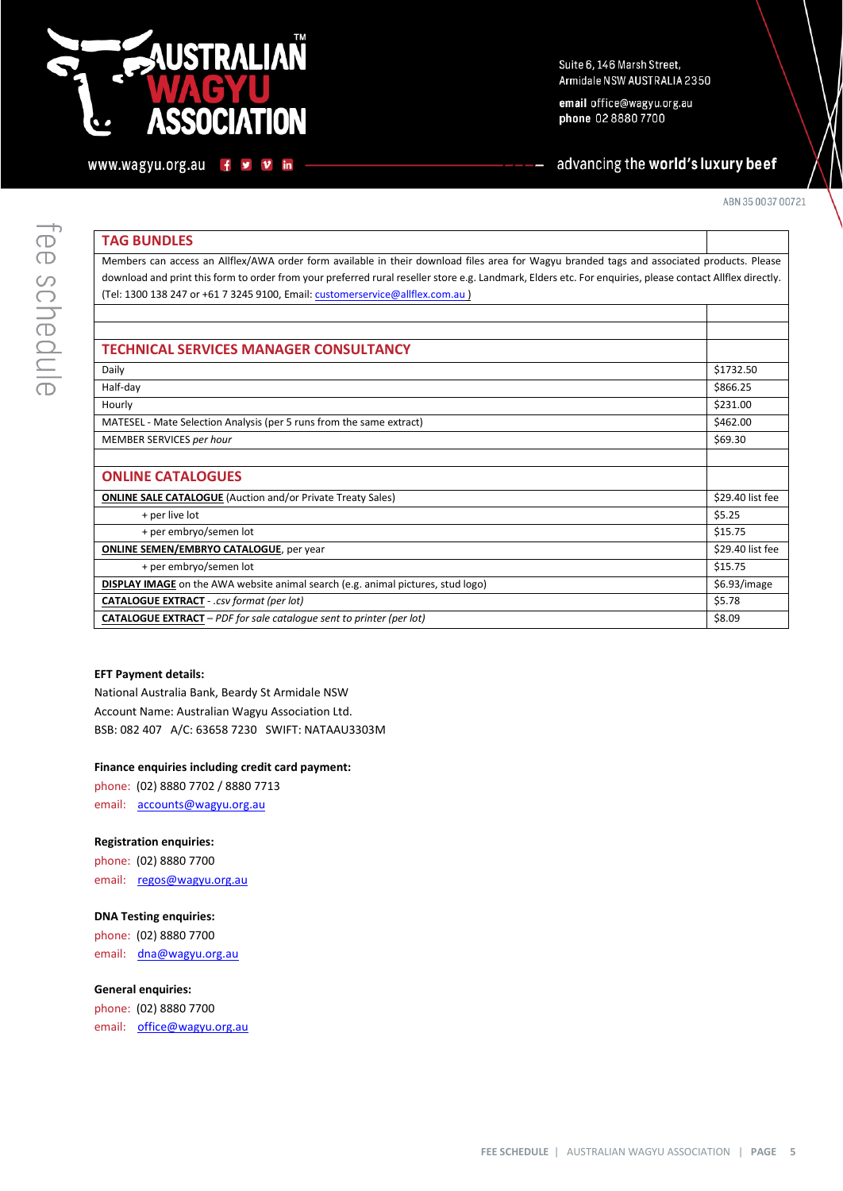| | |
|---|---|
| **TAG BUNDLES** | |
| Members can access an Allflex/AWA order form available in their download files area for Wagyu branded tags and associated products. Please download and print this form to order from your preferred rural reseller store e.g. Landmark, Elders etc. For enquiries, please contact Allflex directly. (Tel: 1300 138 247 or +61 7 3245 9100, Email: customerservice@allflex.com.au ) | |
| | |
| | |
| **TECHNICAL SERVICES MANAGER CONSULTANCY** | |
| Daily | $1732.50 |
| Half-day | $866.25 |
| Hourly | $231.00 |
| MATESEL - Mate Selection Analysis (per 5 runs from the same extract) | $462.00 |
| MEMBER SERVICES *per hour* | $69.30 |
| | |
| **ONLINE CATALOGUES** | |
| **ONLINE SALE CATALOGUE** (Auction and/or Private Treaty Sales) | $29.40 list fee |
| + per live lot | $5.25 |
| + per embryo/semen lot | $15.75 |
| **ONLINE SEMEN/EMBRYO CATALOGUE**, per year | $29.40 list fee |
| + per embryo/semen lot | $15.75 |
| **DISPLAY IMAGE** on the AWA website animal search (e.g. animal pictures, stud logo) | $6.93/image |
| **CATALOGUE EXTRACT** - *.csv format (per lot)* | $5.78 |
| **CATALOGUE EXTRACT** – *PDF for sale catalogue sent to printer (per lot)* | $8.09 |

**EFT Payment details:**
National Australia Bank, Beardy St Armidale NSW
Account Name: Australian Wagyu Association Ltd.
BSB: 082 407 A/C: 63658 7230 SWIFT: NATAAU3303M

**Finance enquiries including credit card payment:**
phone: (02) 8880 7702 / 8880 7713
email: accounts@wagyu.org.au

**Registration enquiries:**
phone: (02) 8880 7700
email: regos@wagyu.org.au

**DNA Testing enquiries:**
phone: (02) 8880 7700
email: dna@wagyu.org.au

**General enquiries:**
phone: (02) 8880 7700
email: office@wagyu.org.au